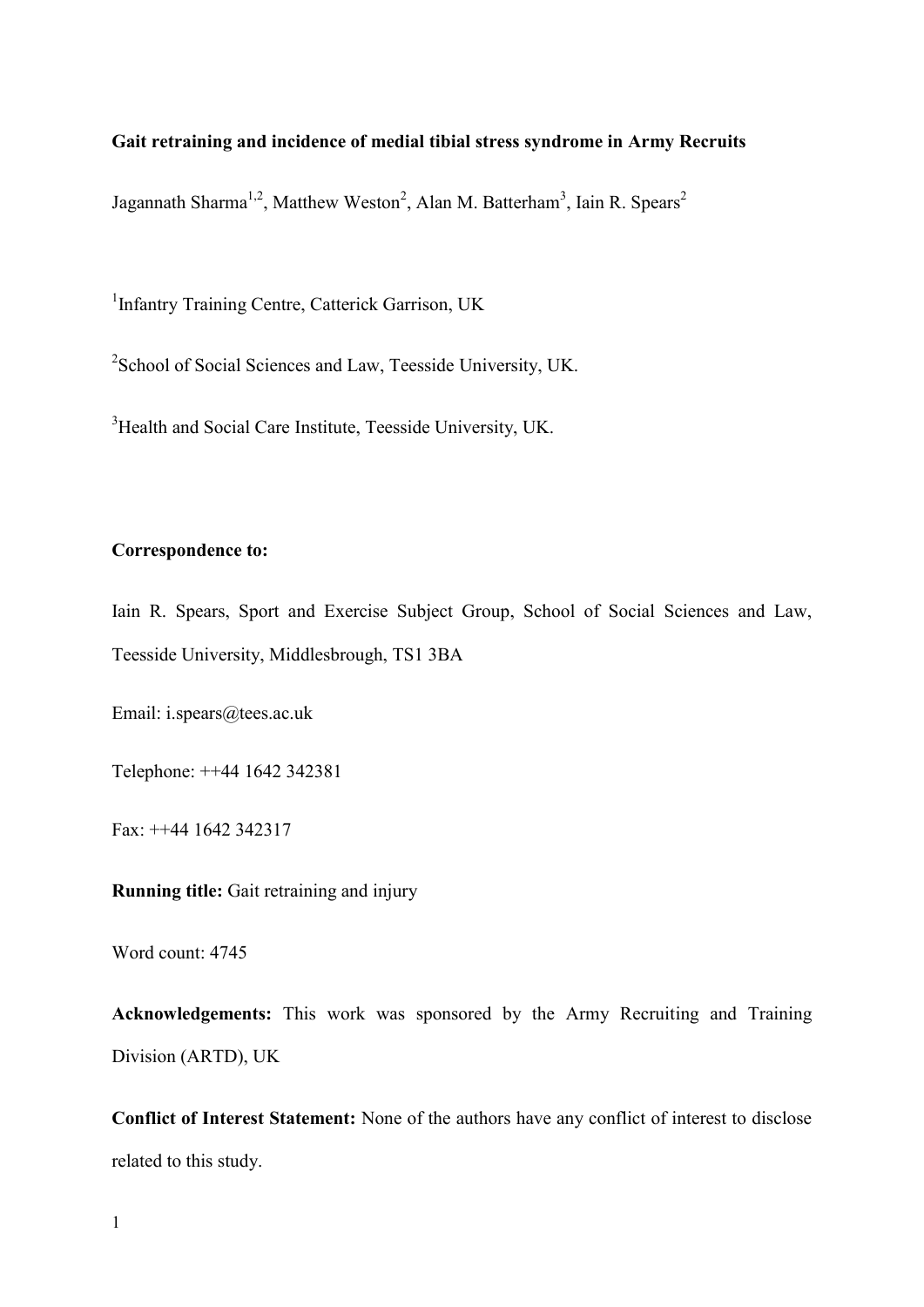**Gait retraining and incidence of medial tibial stress syndrome in Army Recruits**

Jagannath Sharma[1,2], Matthew Weston[2], Alan M. Batterham[3], Iain R. Spears[2]

[1]Infantry Training Centre, Catterick Garrison, UK

[2]School of Social Sciences and Law, Teesside University, UK.

[3]Health and Social Care Institute, Teesside University, UK.

**Correspondence to:**

Iain R. Spears, Sport and Exercise Subject Group, School of Social Sciences and Law, Teesside University, Middlesbrough, TS1 3BA

Email: i.spears@tees.ac.uk

Telephone: ++44 1642 342381

Fax: ++44 1642 342317

**Running title:** Gait retraining and injury

Word count: 4745

**Acknowledgements:** This work was sponsored by the Army Recruiting and Training Division (ARTD), UK

**Conflict of Interest Statement:** None of the authors have any conflict of interest to disclose related to this study.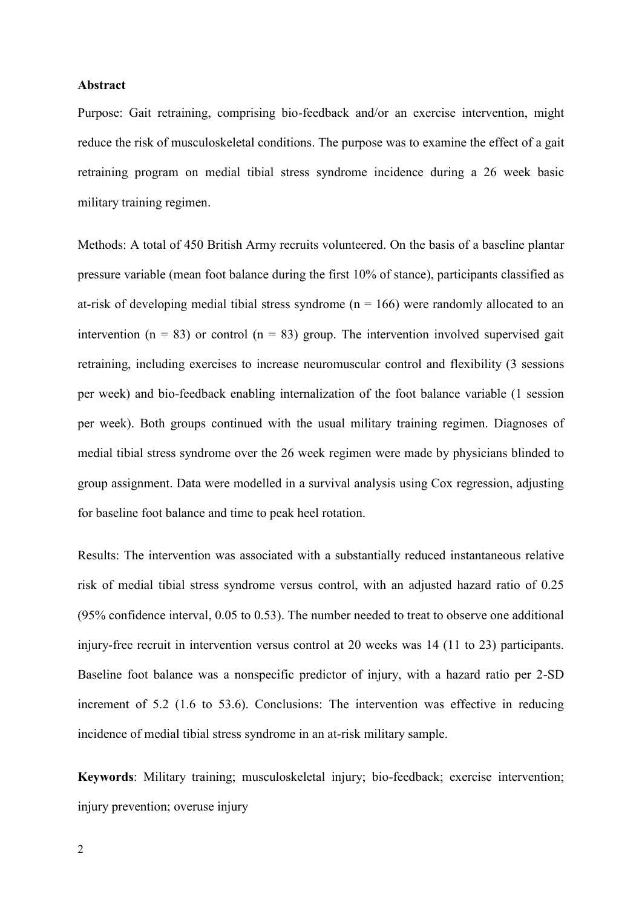**Abstract**

Purpose: Gait retraining, comprising bio-feedback and/or an exercise intervention, might reduce the risk of musculoskeletal conditions. The purpose was to examine the effect of a gait retraining program on medial tibial stress syndrome incidence during a 26 week basic military training regimen.

Methods: A total of 450 British Army recruits volunteered. On the basis of a baseline plantar pressure variable (mean foot balance during the first 10% of stance), participants classified as at-risk of developing medial tibial stress syndrome (n = 166) were randomly allocated to an intervention (n = 83) or control (n = 83) group. The intervention involved supervised gait retraining, including exercises to increase neuromuscular control and flexibility (3 sessions per week) and bio-feedback enabling internalization of the foot balance variable (1 session per week). Both groups continued with the usual military training regimen. Diagnoses of medial tibial stress syndrome over the 26 week regimen were made by physicians blinded to group assignment. Data were modelled in a survival analysis using Cox regression, adjusting for baseline foot balance and time to peak heel rotation.

Results: The intervention was associated with a substantially reduced instantaneous relative risk of medial tibial stress syndrome versus control, with an adjusted hazard ratio of 0.25 (95% confidence interval, 0.05 to 0.53). The number needed to treat to observe one additional injury-free recruit in intervention versus control at 20 weeks was 14 (11 to 23) participants. Baseline foot balance was a nonspecific predictor of injury, with a hazard ratio per 2-SD increment of 5.2 (1.6 to 53.6). Conclusions: The intervention was effective in reducing incidence of medial tibial stress syndrome in an at-risk military sample.

**Keywords**: Military training; musculoskeletal injury; bio-feedback; exercise intervention; injury prevention; overuse injury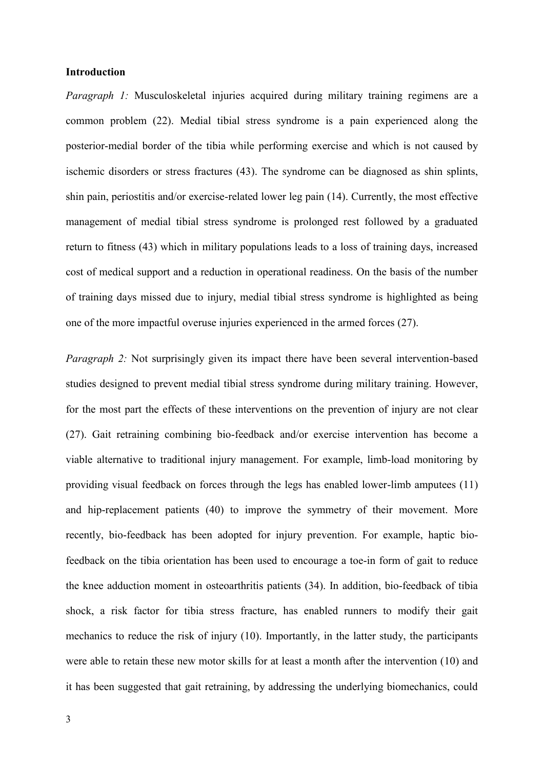**Introduction**

*Paragraph 1:* Musculoskeletal injuries acquired during military training regimens are a common problem (22). Medial tibial stress syndrome is a pain experienced along the posterior-medial border of the tibia while performing exercise and which is not caused by ischemic disorders or stress fractures (43). The syndrome can be diagnosed as shin splints, shin pain, periostitis and/or exercise-related lower leg pain (14). Currently, the most effective management of medial tibial stress syndrome is prolonged rest followed by a graduated return to fitness (43) which in military populations leads to a loss of training days, increased cost of medical support and a reduction in operational readiness. On the basis of the number of training days missed due to injury, medial tibial stress syndrome is highlighted as being one of the more impactful overuse injuries experienced in the armed forces (27).

*Paragraph 2:* Not surprisingly given its impact there have been several intervention-based studies designed to prevent medial tibial stress syndrome during military training. However, for the most part the effects of these interventions on the prevention of injury are not clear (27). Gait retraining combining bio-feedback and/or exercise intervention has become a viable alternative to traditional injury management. For example, limb-load monitoring by providing visual feedback on forces through the legs has enabled lower-limb amputees (11) and hip-replacement patients (40) to improve the symmetry of their movement. More recently, bio-feedback has been adopted for injury prevention. For example, haptic bio-feedback on the tibia orientation has been used to encourage a toe-in form of gait to reduce the knee adduction moment in osteoarthritis patients (34). In addition, bio-feedback of tibia shock, a risk factor for tibia stress fracture, has enabled runners to modify their gait mechanics to reduce the risk of injury (10). Importantly, in the latter study, the participants were able to retain these new motor skills for at least a month after the intervention (10) and it has been suggested that gait retraining, by addressing the underlying biomechanics, could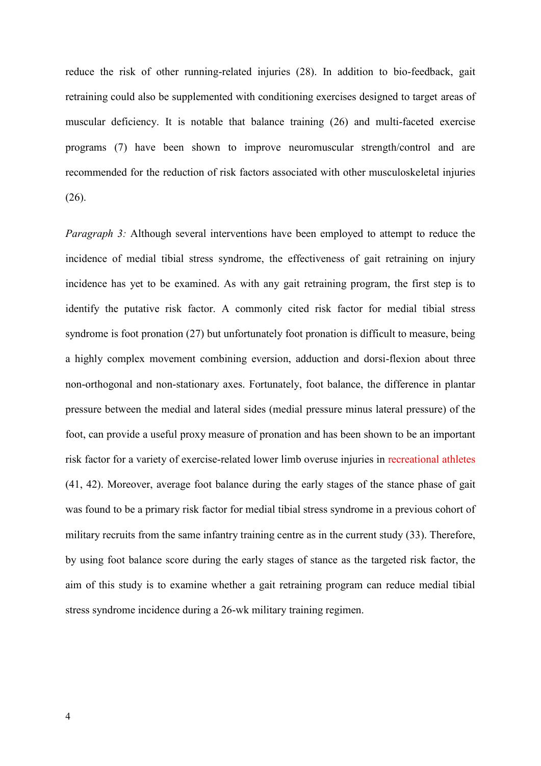reduce the risk of other running-related injuries (28). In addition to bio-feedback, gait retraining could also be supplemented with conditioning exercises designed to target areas of muscular deficiency. It is notable that balance training (26) and multi-faceted exercise programs (7) have been shown to improve neuromuscular strength/control and are recommended for the reduction of risk factors associated with other musculoskeletal injuries (26).

*Paragraph 3:* Although several interventions have been employed to attempt to reduce the incidence of medial tibial stress syndrome, the effectiveness of gait retraining on injury incidence has yet to be examined. As with any gait retraining program, the first step is to identify the putative risk factor. A commonly cited risk factor for medial tibial stress syndrome is foot pronation (27) but unfortunately foot pronation is difficult to measure, being a highly complex movement combining eversion, adduction and dorsi-flexion about three non-orthogonal and non-stationary axes. Fortunately, foot balance, the difference in plantar pressure between the medial and lateral sides (medial pressure minus lateral pressure) of the foot, can provide a useful proxy measure of pronation and has been shown to be an important risk factor for a variety of exercise-related lower limb overuse injuries in recreational athletes (41, 42). Moreover, average foot balance during the early stages of the stance phase of gait was found to be a primary risk factor for medial tibial stress syndrome in a previous cohort of military recruits from the same infantry training centre as in the current study (33). Therefore, by using foot balance score during the early stages of stance as the targeted risk factor, the aim of this study is to examine whether a gait retraining program can reduce medial tibial stress syndrome incidence during a 26-wk military training regimen.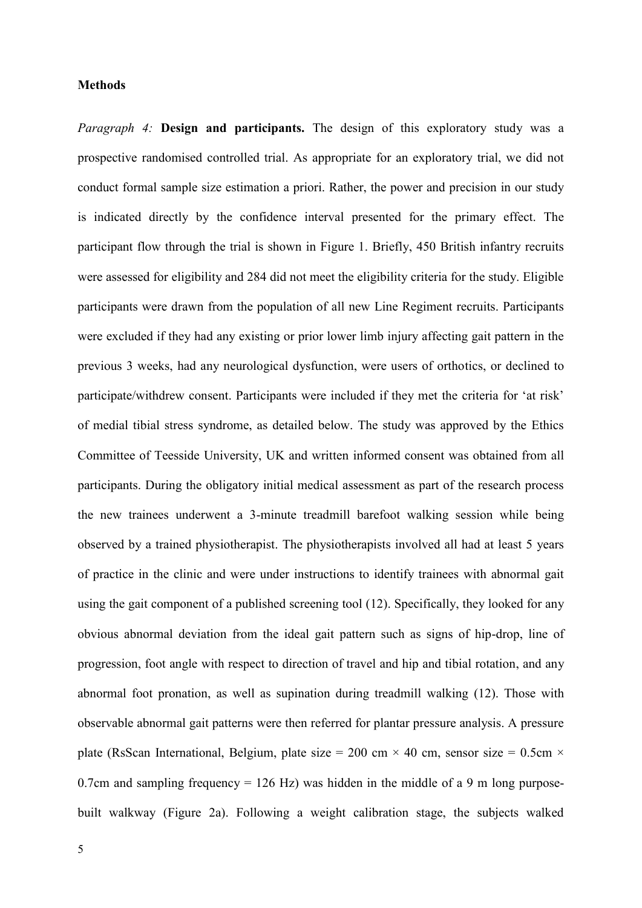## Methods

*Paragraph 4:* **Design and participants.** The design of this exploratory study was a prospective randomised controlled trial. As appropriate for an exploratory trial, we did not conduct formal sample size estimation a priori. Rather, the power and precision in our study is indicated directly by the confidence interval presented for the primary effect. The participant flow through the trial is shown in Figure 1. Briefly, 450 British infantry recruits were assessed for eligibility and 284 did not meet the eligibility criteria for the study. Eligible participants were drawn from the population of all new Line Regiment recruits. Participants were excluded if they had any existing or prior lower limb injury affecting gait pattern in the previous 3 weeks, had any neurological dysfunction, were users of orthotics, or declined to participate/withdrew consent. Participants were included if they met the criteria for 'at risk' of medial tibial stress syndrome, as detailed below. The study was approved by the Ethics Committee of Teesside University, UK and written informed consent was obtained from all participants. During the obligatory initial medical assessment as part of the research process the new trainees underwent a 3-minute treadmill barefoot walking session while being observed by a trained physiotherapist. The physiotherapists involved all had at least 5 years of practice in the clinic and were under instructions to identify trainees with abnormal gait using the gait component of a published screening tool (12). Specifically, they looked for any obvious abnormal deviation from the ideal gait pattern such as signs of hip-drop, line of progression, foot angle with respect to direction of travel and hip and tibial rotation, and any abnormal foot pronation, as well as supination during treadmill walking (12). Those with observable abnormal gait patterns were then referred for plantar pressure analysis. A pressure plate (RsScan International, Belgium, plate size = 200 cm × 40 cm, sensor size = 0.5cm × 0.7cm and sampling frequency = 126 Hz) was hidden in the middle of a 9 m long purpose-built walkway (Figure 2a). Following a weight calibration stage, the subjects walked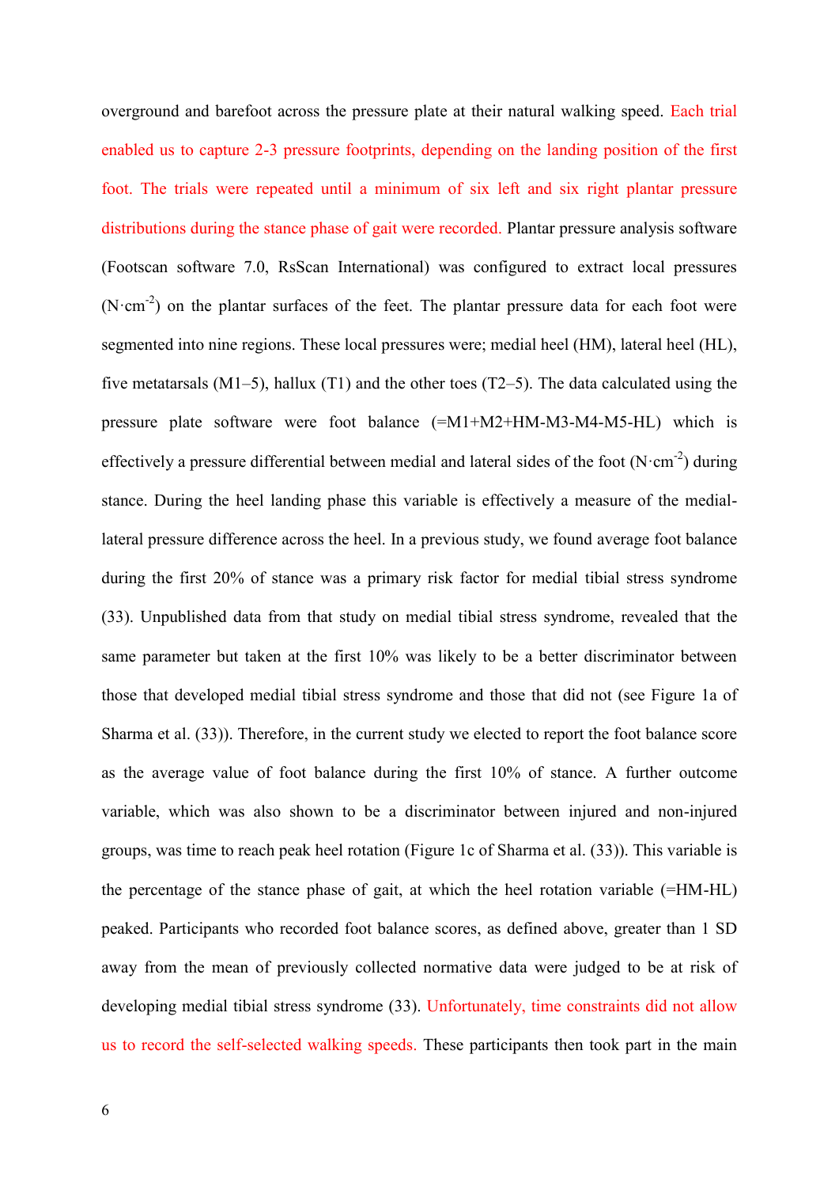overground and barefoot across the pressure plate at their natural walking speed. Each trial enabled us to capture 2-3 pressure footprints, depending on the landing position of the first foot. The trials were repeated until a minimum of six left and six right plantar pressure distributions during the stance phase of gait were recorded. Plantar pressure analysis software (Footscan software 7.0, RsScan International) was configured to extract local pressures ($N \cdot cm^{-2}$) on the plantar surfaces of the feet. The plantar pressure data for each foot were segmented into nine regions. These local pressures were; medial heel (HM), lateral heel (HL), five metatarsals (M1–5), hallux (T1) and the other toes (T2–5). The data calculated using the pressure plate software were foot balance (=M1+M2+HM-M3-M4-M5-HL) which is effectively a pressure differential between medial and lateral sides of the foot ($N \cdot cm^{-2}$) during stance. During the heel landing phase this variable is effectively a measure of the medial-lateral pressure difference across the heel. In a previous study, we found average foot balance during the first 20% of stance was a primary risk factor for medial tibial stress syndrome (33). Unpublished data from that study on medial tibial stress syndrome, revealed that the same parameter but taken at the first 10% was likely to be a better discriminator between those that developed medial tibial stress syndrome and those that did not (see Figure 1a of Sharma et al. (33)). Therefore, in the current study we elected to report the foot balance score as the average value of foot balance during the first 10% of stance. A further outcome variable, which was also shown to be a discriminator between injured and non-injured groups, was time to reach peak heel rotation (Figure 1c of Sharma et al. (33)). This variable is the percentage of the stance phase of gait, at which the heel rotation variable (=HM-HL) peaked. Participants who recorded foot balance scores, as defined above, greater than 1 SD away from the mean of previously collected normative data were judged to be at risk of developing medial tibial stress syndrome (33). Unfortunately, time constraints did not allow us to record the self-selected walking speeds. These participants then took part in the main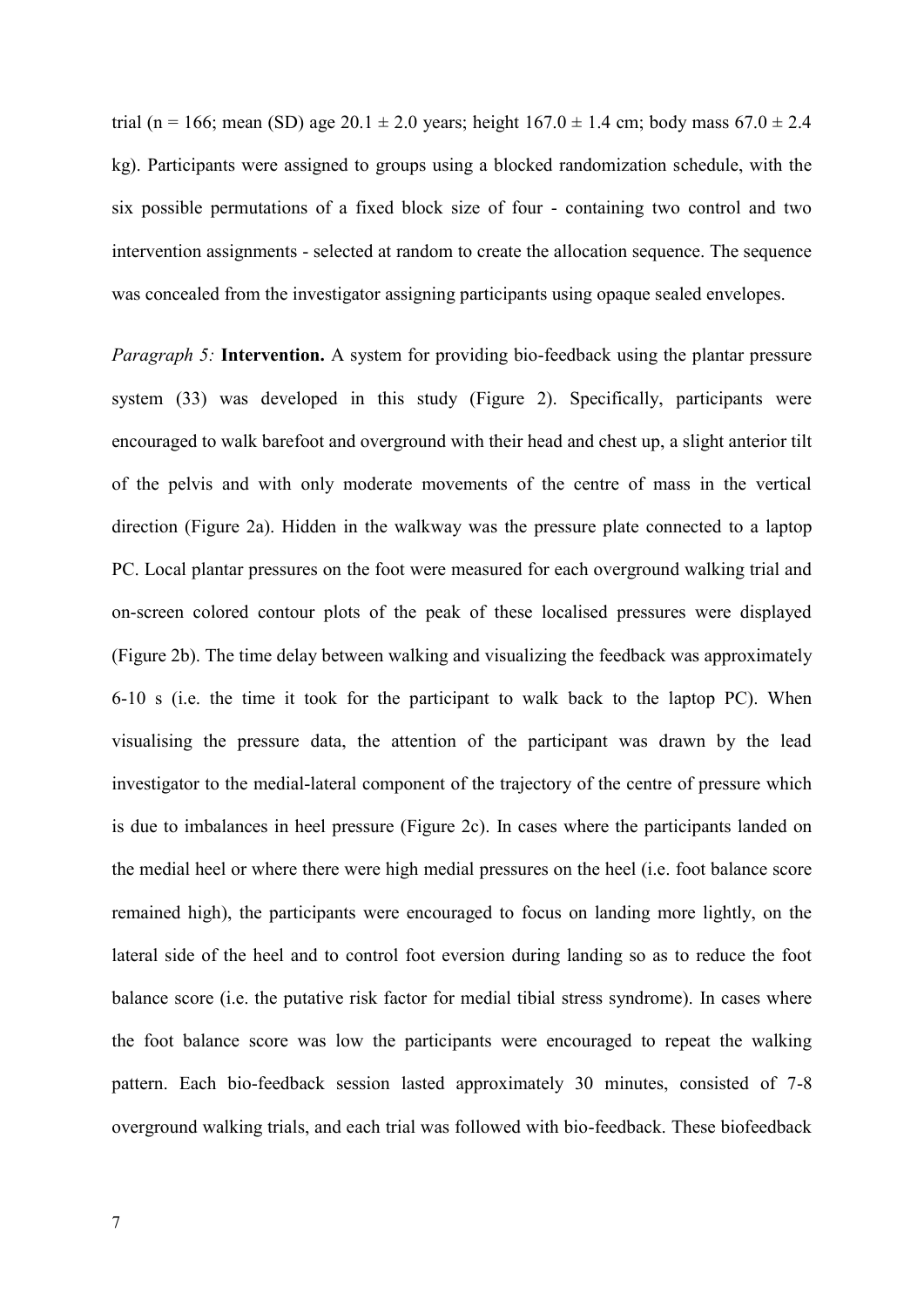trial (n = 166; mean (SD) age 20.1 ± 2.0 years; height 167.0 ± 1.4 cm; body mass 67.0 ± 2.4 kg). Participants were assigned to groups using a blocked randomization schedule, with the six possible permutations of a fixed block size of four - containing two control and two intervention assignments - selected at random to create the allocation sequence. The sequence was concealed from the investigator assigning participants using opaque sealed envelopes.

*Paragraph 5:* **Intervention.** A system for providing bio-feedback using the plantar pressure system (33) was developed in this study (Figure 2). Specifically, participants were encouraged to walk barefoot and overground with their head and chest up, a slight anterior tilt of the pelvis and with only moderate movements of the centre of mass in the vertical direction (Figure 2a). Hidden in the walkway was the pressure plate connected to a laptop PC. Local plantar pressures on the foot were measured for each overground walking trial and on-screen colored contour plots of the peak of these localised pressures were displayed (Figure 2b). The time delay between walking and visualizing the feedback was approximately 6-10 s (i.e. the time it took for the participant to walk back to the laptop PC). When visualising the pressure data, the attention of the participant was drawn by the lead investigator to the medial-lateral component of the trajectory of the centre of pressure which is due to imbalances in heel pressure (Figure 2c). In cases where the participants landed on the medial heel or where there were high medial pressures on the heel (i.e. foot balance score remained high), the participants were encouraged to focus on landing more lightly, on the lateral side of the heel and to control foot eversion during landing so as to reduce the foot balance score (i.e. the putative risk factor for medial tibial stress syndrome). In cases where the foot balance score was low the participants were encouraged to repeat the walking pattern. Each bio-feedback session lasted approximately 30 minutes, consisted of 7-8 overground walking trials, and each trial was followed with bio-feedback. These biofeedback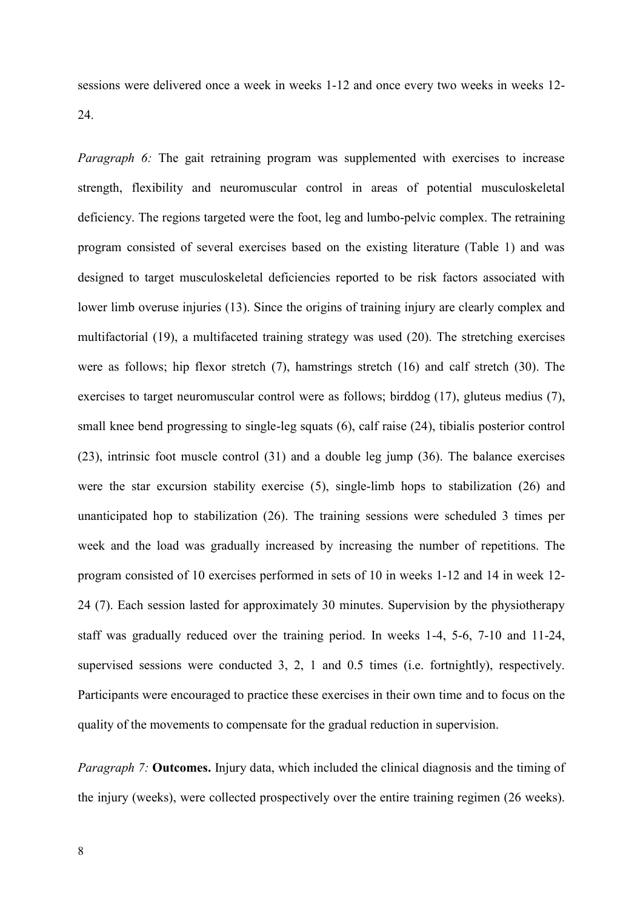sessions were delivered once a week in weeks 1-12 and once every two weeks in weeks 12-24.

*Paragraph 6:* The gait retraining program was supplemented with exercises to increase strength, flexibility and neuromuscular control in areas of potential musculoskeletal deficiency. The regions targeted were the foot, leg and lumbo-pelvic complex. The retraining program consisted of several exercises based on the existing literature (Table 1) and was designed to target musculoskeletal deficiencies reported to be risk factors associated with lower limb overuse injuries (13). Since the origins of training injury are clearly complex and multifactorial (19), a multifaceted training strategy was used (20). The stretching exercises were as follows; hip flexor stretch (7), hamstrings stretch (16) and calf stretch (30). The exercises to target neuromuscular control were as follows; birddog (17), gluteus medius (7), small knee bend progressing to single-leg squats (6), calf raise (24), tibialis posterior control (23), intrinsic foot muscle control (31) and a double leg jump (36). The balance exercises were the star excursion stability exercise (5), single-limb hops to stabilization (26) and unanticipated hop to stabilization (26). The training sessions were scheduled 3 times per week and the load was gradually increased by increasing the number of repetitions. The program consisted of 10 exercises performed in sets of 10 in weeks 1-12 and 14 in week 12-24 (7). Each session lasted for approximately 30 minutes. Supervision by the physiotherapy staff was gradually reduced over the training period. In weeks 1-4, 5-6, 7-10 and 11-24, supervised sessions were conducted 3, 2, 1 and 0.5 times (i.e. fortnightly), respectively. Participants were encouraged to practice these exercises in their own time and to focus on the quality of the movements to compensate for the gradual reduction in supervision.

*Paragraph 7:* **Outcomes.** Injury data, which included the clinical diagnosis and the timing of the injury (weeks), were collected prospectively over the entire training regimen (26 weeks).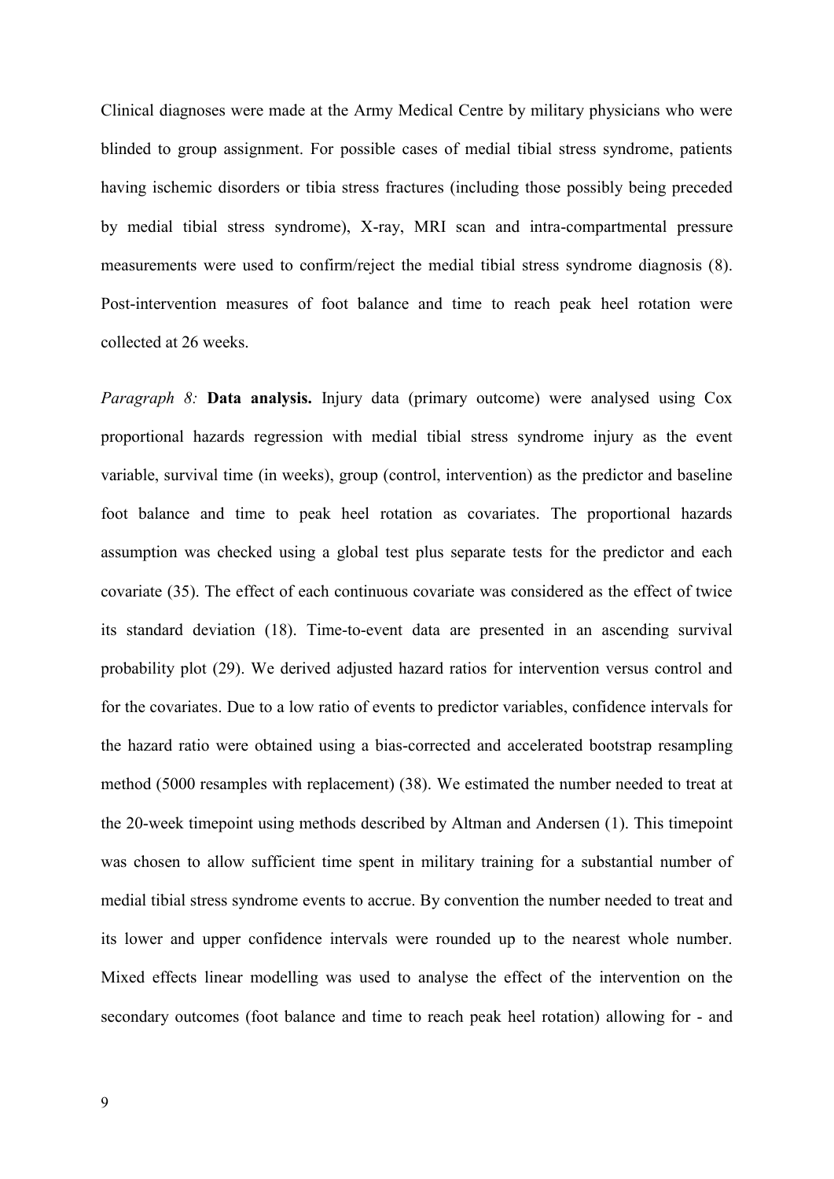Clinical diagnoses were made at the Army Medical Centre by military physicians who were blinded to group assignment. For possible cases of medial tibial stress syndrome, patients having ischemic disorders or tibia stress fractures (including those possibly being preceded by medial tibial stress syndrome), X-ray, MRI scan and intra-compartmental pressure measurements were used to confirm/reject the medial tibial stress syndrome diagnosis (8). Post-intervention measures of foot balance and time to reach peak heel rotation were collected at 26 weeks.

*Paragraph 8:* **Data analysis.** Injury data (primary outcome) were analysed using Cox proportional hazards regression with medial tibial stress syndrome injury as the event variable, survival time (in weeks), group (control, intervention) as the predictor and baseline foot balance and time to peak heel rotation as covariates. The proportional hazards assumption was checked using a global test plus separate tests for the predictor and each covariate (35). The effect of each continuous covariate was considered as the effect of twice its standard deviation (18). Time-to-event data are presented in an ascending survival probability plot (29). We derived adjusted hazard ratios for intervention versus control and for the covariates. Due to a low ratio of events to predictor variables, confidence intervals for the hazard ratio were obtained using a bias-corrected and accelerated bootstrap resampling method (5000 resamples with replacement) (38). We estimated the number needed to treat at the 20-week timepoint using methods described by Altman and Andersen (1). This timepoint was chosen to allow sufficient time spent in military training for a substantial number of medial tibial stress syndrome events to accrue. By convention the number needed to treat and its lower and upper confidence intervals were rounded up to the nearest whole number. Mixed effects linear modelling was used to analyse the effect of the intervention on the secondary outcomes (foot balance and time to reach peak heel rotation) allowing for - and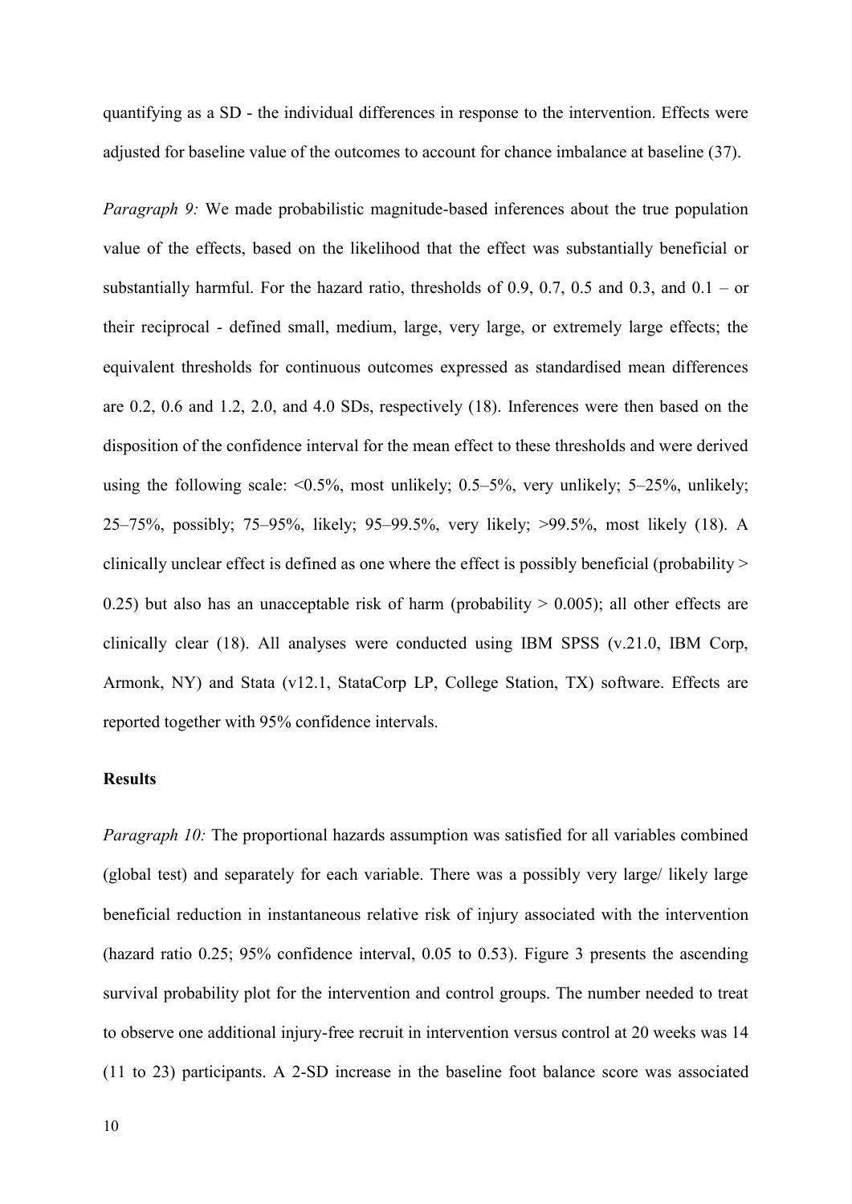quantifying as a SD - the individual differences in response to the intervention. Effects were adjusted for baseline value of the outcomes to account for chance imbalance at baseline (37).

*Paragraph 9:* We made probabilistic magnitude-based inferences about the true population value of the effects, based on the likelihood that the effect was substantially beneficial or substantially harmful. For the hazard ratio, thresholds of 0.9, 0.7, 0.5 and 0.3, and 0.1 – or their reciprocal - defined small, medium, large, very large, or extremely large effects; the equivalent thresholds for continuous outcomes expressed as standardised mean differences are 0.2, 0.6 and 1.2, 2.0, and 4.0 SDs, respectively (18). Inferences were then based on the disposition of the confidence interval for the mean effect to these thresholds and were derived using the following scale: <0.5%, most unlikely; 0.5–5%, very unlikely; 5–25%, unlikely; 25–75%, possibly; 75–95%, likely; 95–99.5%, very likely; >99.5%, most likely (18). A clinically unclear effect is defined as one where the effect is possibly beneficial (probability > 0.25) but also has an unacceptable risk of harm (probability > 0.005); all other effects are clinically clear (18). All analyses were conducted using IBM SPSS (v.21.0, IBM Corp, Armonk, NY) and Stata (v12.1, StataCorp LP, College Station, TX) software. Effects are reported together with 95% confidence intervals.

**Results**

*Paragraph 10:* The proportional hazards assumption was satisfied for all variables combined (global test) and separately for each variable. There was a possibly very large/ likely large beneficial reduction in instantaneous relative risk of injury associated with the intervention (hazard ratio 0.25; 95% confidence interval, 0.05 to 0.53). Figure 3 presents the ascending survival probability plot for the intervention and control groups. The number needed to treat to observe one additional injury-free recruit in intervention versus control at 20 weeks was 14 (11 to 23) participants. A 2-SD increase in the baseline foot balance score was associated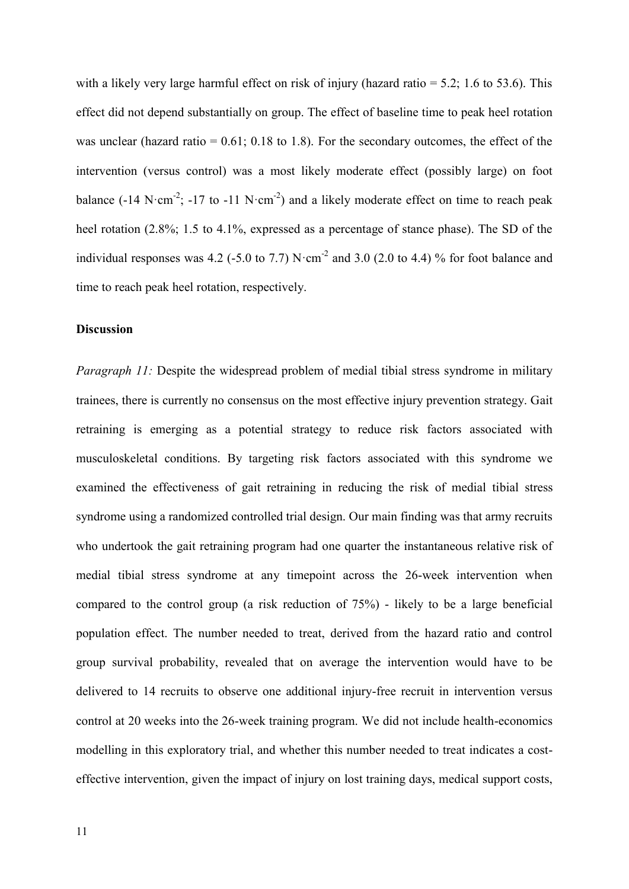with a likely very large harmful effect on risk of injury (hazard ratio = 5.2; 1.6 to 53.6). This effect did not depend substantially on group. The effect of baseline time to peak heel rotation was unclear (hazard ratio = 0.61; 0.18 to 1.8). For the secondary outcomes, the effect of the intervention (versus control) was a most likely moderate effect (possibly large) on foot balance (-14 $N \cdot cm^{-2}$; -17 to -11 $N \cdot cm^{-2}$) and a likely moderate effect on time to reach peak heel rotation (2.8%; 1.5 to 4.1%, expressed as a percentage of stance phase). The SD of the individual responses was 4.2 (-5.0 to 7.7) $N \cdot cm^{-2}$ and 3.0 (2.0 to 4.4) % for foot balance and time to reach peak heel rotation, respectively.

### Discussion

*Paragraph 11:* Despite the widespread problem of medial tibial stress syndrome in military trainees, there is currently no consensus on the most effective injury prevention strategy. Gait retraining is emerging as a potential strategy to reduce risk factors associated with musculoskeletal conditions. By targeting risk factors associated with this syndrome we examined the effectiveness of gait retraining in reducing the risk of medial tibial stress syndrome using a randomized controlled trial design. Our main finding was that army recruits who undertook the gait retraining program had one quarter the instantaneous relative risk of medial tibial stress syndrome at any timepoint across the 26-week intervention when compared to the control group (a risk reduction of 75%) - likely to be a large beneficial population effect. The number needed to treat, derived from the hazard ratio and control group survival probability, revealed that on average the intervention would have to be delivered to 14 recruits to observe one additional injury-free recruit in intervention versus control at 20 weeks into the 26-week training program. We did not include health-economics modelling in this exploratory trial, and whether this number needed to treat indicates a cost-effective intervention, given the impact of injury on lost training days, medical support costs,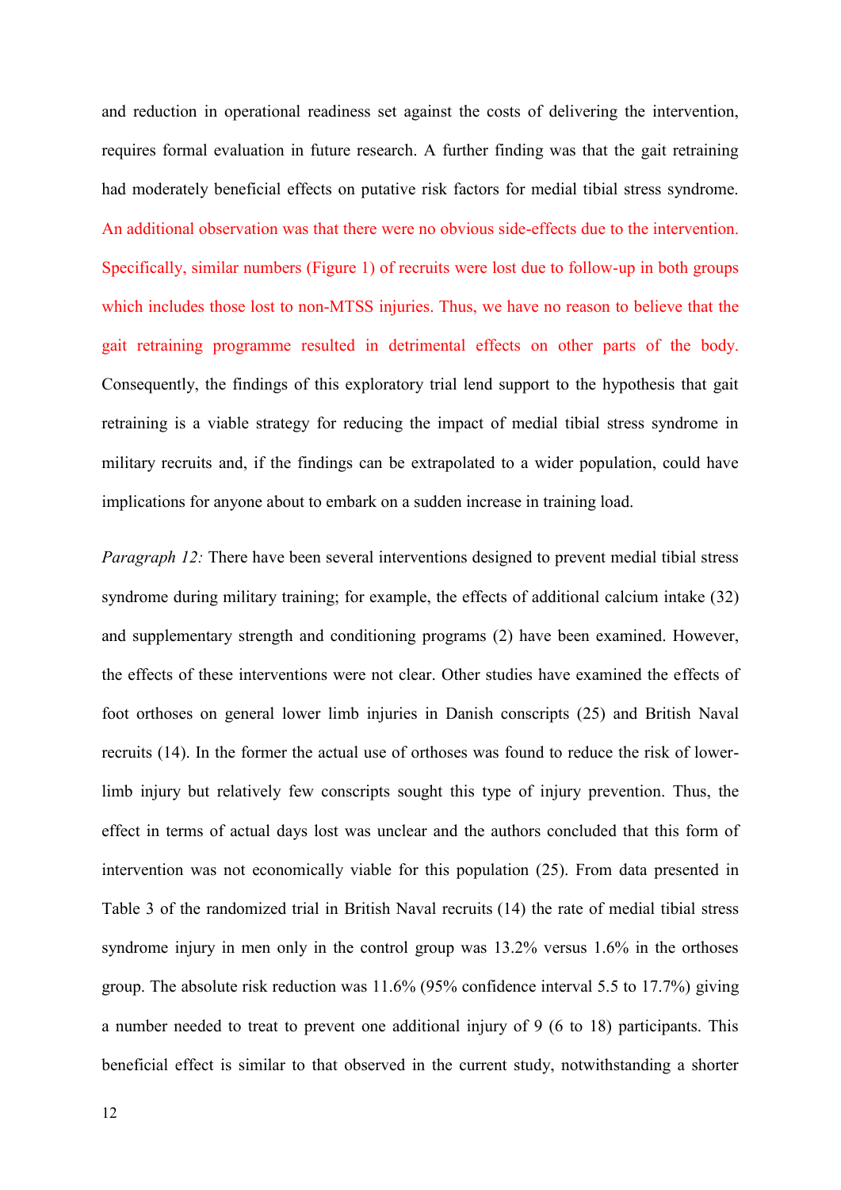and reduction in operational readiness set against the costs of delivering the intervention, requires formal evaluation in future research. A further finding was that the gait retraining had moderately beneficial effects on putative risk factors for medial tibial stress syndrome. An additional observation was that there were no obvious side-effects due to the intervention. Specifically, similar numbers (Figure 1) of recruits were lost due to follow-up in both groups which includes those lost to non-MTSS injuries. Thus, we have no reason to believe that the gait retraining programme resulted in detrimental effects on other parts of the body. Consequently, the findings of this exploratory trial lend support to the hypothesis that gait retraining is a viable strategy for reducing the impact of medial tibial stress syndrome in military recruits and, if the findings can be extrapolated to a wider population, could have implications for anyone about to embark on a sudden increase in training load.

*Paragraph 12:* There have been several interventions designed to prevent medial tibial stress syndrome during military training; for example, the effects of additional calcium intake (32) and supplementary strength and conditioning programs (2) have been examined. However, the effects of these interventions were not clear. Other studies have examined the effects of foot orthoses on general lower limb injuries in Danish conscripts (25) and British Naval recruits (14). In the former the actual use of orthoses was found to reduce the risk of lower-limb injury but relatively few conscripts sought this type of injury prevention. Thus, the effect in terms of actual days lost was unclear and the authors concluded that this form of intervention was not economically viable for this population (25). From data presented in Table 3 of the randomized trial in British Naval recruits (14) the rate of medial tibial stress syndrome injury in men only in the control group was 13.2% versus 1.6% in the orthoses group. The absolute risk reduction was 11.6% (95% confidence interval 5.5 to 17.7%) giving a number needed to treat to prevent one additional injury of 9 (6 to 18) participants. This beneficial effect is similar to that observed in the current study, notwithstanding a shorter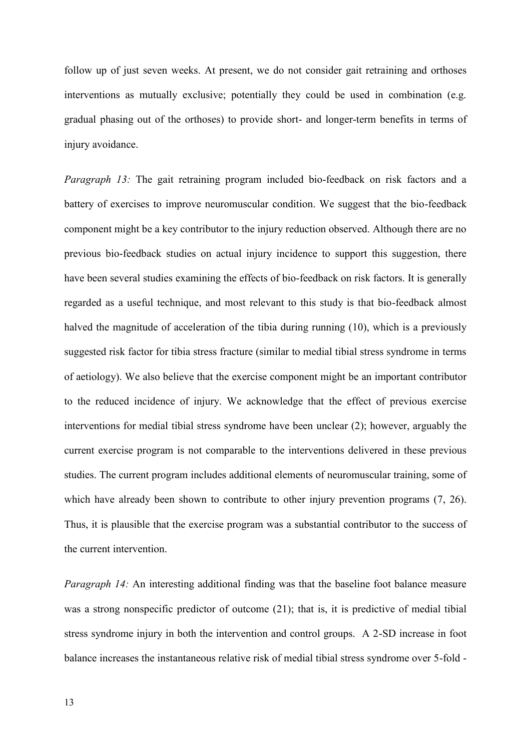follow up of just seven weeks. At present, we do not consider gait retraining and orthoses interventions as mutually exclusive; potentially they could be used in combination (e.g. gradual phasing out of the orthoses) to provide short- and longer-term benefits in terms of injury avoidance.

*Paragraph 13:* The gait retraining program included bio-feedback on risk factors and a battery of exercises to improve neuromuscular condition. We suggest that the bio-feedback component might be a key contributor to the injury reduction observed. Although there are no previous bio-feedback studies on actual injury incidence to support this suggestion, there have been several studies examining the effects of bio-feedback on risk factors. It is generally regarded as a useful technique, and most relevant to this study is that bio-feedback almost halved the magnitude of acceleration of the tibia during running (10), which is a previously suggested risk factor for tibia stress fracture (similar to medial tibial stress syndrome in terms of aetiology). We also believe that the exercise component might be an important contributor to the reduced incidence of injury. We acknowledge that the effect of previous exercise interventions for medial tibial stress syndrome have been unclear (2); however, arguably the current exercise program is not comparable to the interventions delivered in these previous studies. The current program includes additional elements of neuromuscular training, some of which have already been shown to contribute to other injury prevention programs (7, 26). Thus, it is plausible that the exercise program was a substantial contributor to the success of the current intervention.

*Paragraph 14:* An interesting additional finding was that the baseline foot balance measure was a strong nonspecific predictor of outcome (21); that is, it is predictive of medial tibial stress syndrome injury in both the intervention and control groups. A 2-SD increase in foot balance increases the instantaneous relative risk of medial tibial stress syndrome over 5-fold -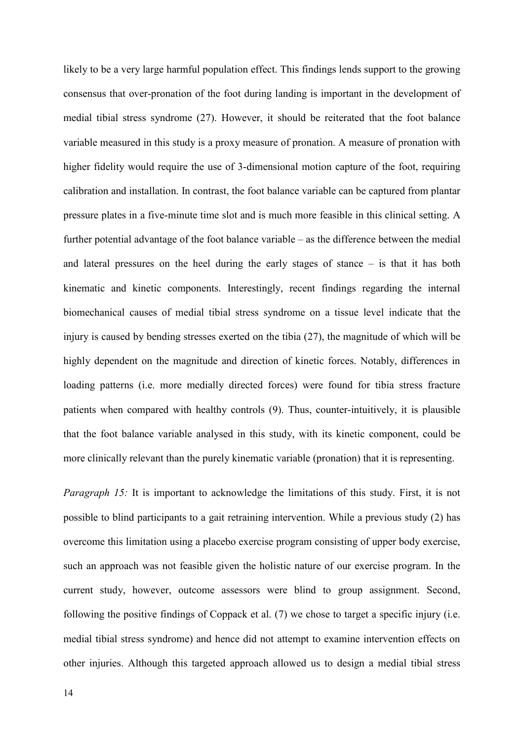likely to be a very large harmful population effect. This findings lends support to the growing consensus that over-pronation of the foot during landing is important in the development of medial tibial stress syndrome (27). However, it should be reiterated that the foot balance variable measured in this study is a proxy measure of pronation. A measure of pronation with higher fidelity would require the use of 3-dimensional motion capture of the foot, requiring calibration and installation. In contrast, the foot balance variable can be captured from plantar pressure plates in a five-minute time slot and is much more feasible in this clinical setting. A further potential advantage of the foot balance variable – as the difference between the medial and lateral pressures on the heel during the early stages of stance – is that it has both kinematic and kinetic components. Interestingly, recent findings regarding the internal biomechanical causes of medial tibial stress syndrome on a tissue level indicate that the injury is caused by bending stresses exerted on the tibia (27), the magnitude of which will be highly dependent on the magnitude and direction of kinetic forces. Notably, differences in loading patterns (i.e. more medially directed forces) were found for tibia stress fracture patients when compared with healthy controls (9). Thus, counter-intuitively, it is plausible that the foot balance variable analysed in this study, with its kinetic component, could be more clinically relevant than the purely kinematic variable (pronation) that it is representing.

*Paragraph 15:* It is important to acknowledge the limitations of this study. First, it is not possible to blind participants to a gait retraining intervention. While a previous study (2) has overcome this limitation using a placebo exercise program consisting of upper body exercise, such an approach was not feasible given the holistic nature of our exercise program. In the current study, however, outcome assessors were blind to group assignment. Second, following the positive findings of Coppack et al. (7) we chose to target a specific injury (i.e. medial tibial stress syndrome) and hence did not attempt to examine intervention effects on other injuries. Although this targeted approach allowed us to design a medial tibial stress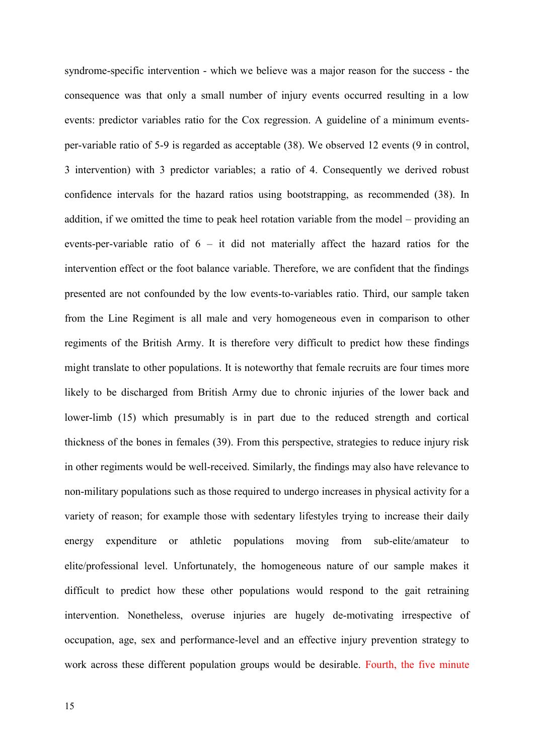syndrome-specific intervention - which we believe was a major reason for the success - the consequence was that only a small number of injury events occurred resulting in a low events: predictor variables ratio for the Cox regression. A guideline of a minimum events-per-variable ratio of 5-9 is regarded as acceptable (38). We observed 12 events (9 in control, 3 intervention) with 3 predictor variables; a ratio of 4. Consequently we derived robust confidence intervals for the hazard ratios using bootstrapping, as recommended (38). In addition, if we omitted the time to peak heel rotation variable from the model – providing an events-per-variable ratio of 6 – it did not materially affect the hazard ratios for the intervention effect or the foot balance variable. Therefore, we are confident that the findings presented are not confounded by the low events-to-variables ratio. Third, our sample taken from the Line Regiment is all male and very homogeneous even in comparison to other regiments of the British Army. It is therefore very difficult to predict how these findings might translate to other populations. It is noteworthy that female recruits are four times more likely to be discharged from British Army due to chronic injuries of the lower back and lower-limb (15) which presumably is in part due to the reduced strength and cortical thickness of the bones in females (39). From this perspective, strategies to reduce injury risk in other regiments would be well-received. Similarly, the findings may also have relevance to non-military populations such as those required to undergo increases in physical activity for a variety of reason; for example those with sedentary lifestyles trying to increase their daily energy expenditure or athletic populations moving from sub-elite/amateur to elite/professional level. Unfortunately, the homogeneous nature of our sample makes it difficult to predict how these other populations would respond to the gait retraining intervention. Nonetheless, overuse injuries are hugely de-motivating irrespective of occupation, age, sex and performance-level and an effective injury prevention strategy to work across these different population groups would be desirable. Fourth, the five minute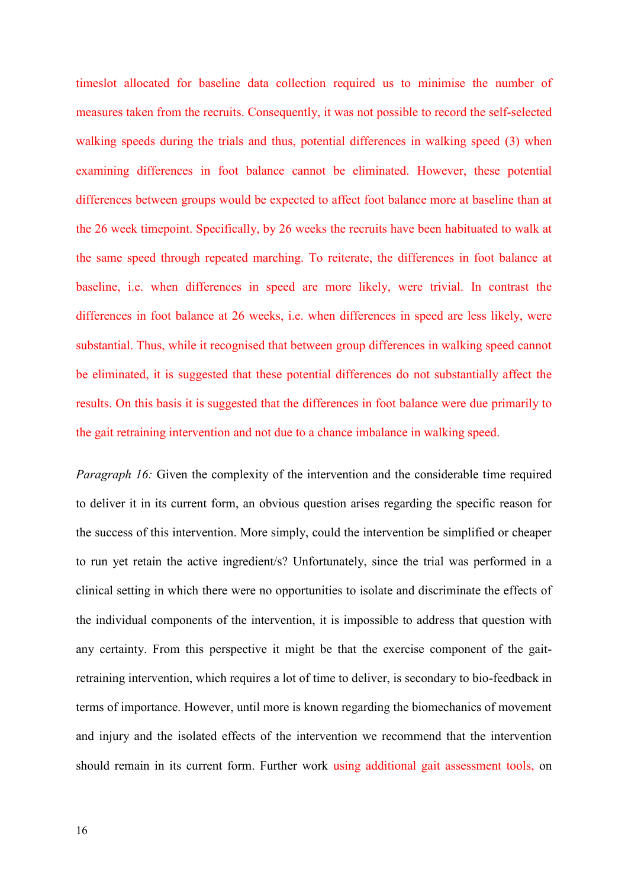timeslot allocated for baseline data collection required us to minimise the number of measures taken from the recruits. Consequently, it was not possible to record the self-selected walking speeds during the trials and thus, potential differences in walking speed (3) when examining differences in foot balance cannot be eliminated. However, these potential differences between groups would be expected to affect foot balance more at baseline than at the 26 week timepoint. Specifically, by 26 weeks the recruits have been habituated to walk at the same speed through repeated marching. To reiterate, the differences in foot balance at baseline, i.e. when differences in speed are more likely, were trivial. In contrast the differences in foot balance at 26 weeks, i.e. when differences in speed are less likely, were substantial. Thus, while it recognised that between group differences in walking speed cannot be eliminated, it is suggested that these potential differences do not substantially affect the results. On this basis it is suggested that the differences in foot balance were due primarily to the gait retraining intervention and not due to a chance imbalance in walking speed.

*Paragraph 16:* Given the complexity of the intervention and the considerable time required to deliver it in its current form, an obvious question arises regarding the specific reason for the success of this intervention. More simply, could the intervention be simplified or cheaper to run yet retain the active ingredient/s? Unfortunately, since the trial was performed in a clinical setting in which there were no opportunities to isolate and discriminate the effects of the individual components of the intervention, it is impossible to address that question with any certainty. From this perspective it might be that the exercise component of the gait-retraining intervention, which requires a lot of time to deliver, is secondary to bio-feedback in terms of importance. However, until more is known regarding the biomechanics of movement and injury and the isolated effects of the intervention we recommend that the intervention should remain in its current form. Further work using additional gait assessment tools, on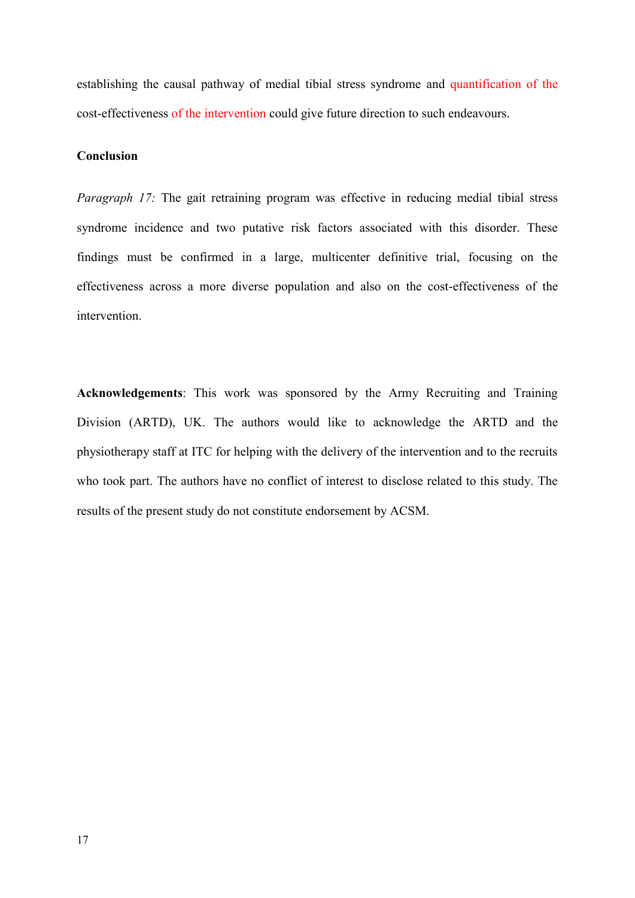establishing the causal pathway of medial tibial stress syndrome and quantification of the cost-effectiveness of the intervention could give future direction to such endeavours.

**Conclusion**

*Paragraph 17:* The gait retraining program was effective in reducing medial tibial stress syndrome incidence and two putative risk factors associated with this disorder. These findings must be confirmed in a large, multicenter definitive trial, focusing on the effectiveness across a more diverse population and also on the cost-effectiveness of the intervention.

**Acknowledgements**: This work was sponsored by the Army Recruiting and Training Division (ARTD), UK. The authors would like to acknowledge the ARTD and the physiotherapy staff at ITC for helping with the delivery of the intervention and to the recruits who took part. The authors have no conflict of interest to disclose related to this study. The results of the present study do not constitute endorsement by ACSM.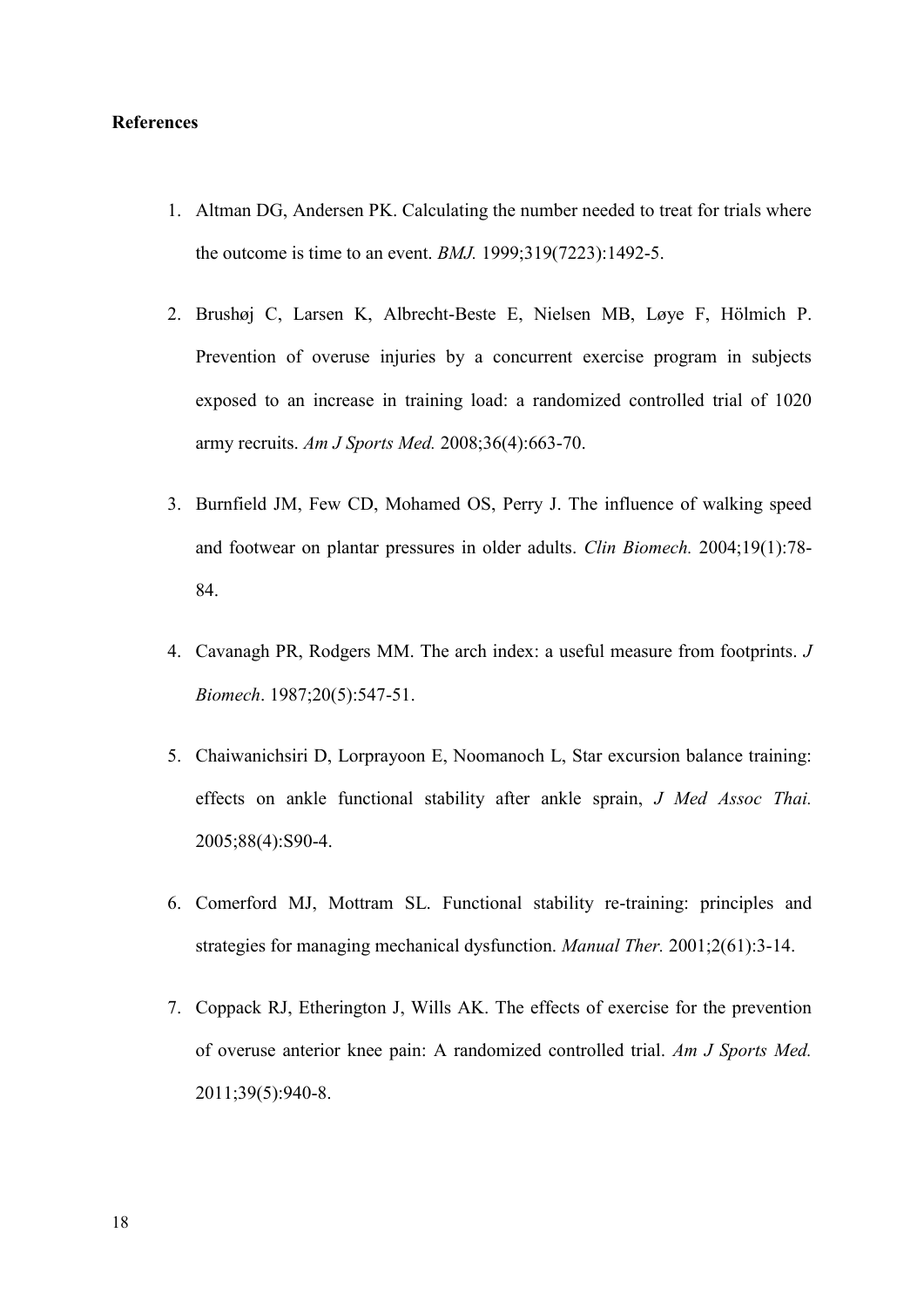**References**

1. Altman DG, Andersen PK. Calculating the number needed to treat for trials where the outcome is time to an event. *BMJ.* 1999;319(7223):1492-5.

2. Brushøj C, Larsen K, Albrecht-Beste E, Nielsen MB, Løye F, Hölmich P. Prevention of overuse injuries by a concurrent exercise program in subjects exposed to an increase in training load: a randomized controlled trial of 1020 army recruits. *Am J Sports Med.* 2008;36(4):663-70.

3. Burnfield JM, Few CD, Mohamed OS, Perry J. The influence of walking speed and footwear on plantar pressures in older adults. *Clin Biomech.* 2004;19(1):78-84.

4. Cavanagh PR, Rodgers MM. The arch index: a useful measure from footprints. *J Biomech*. 1987;20(5):547-51.

5. Chaiwanichsiri D, Lorprayoon E, Noomanoch L, Star excursion balance training: effects on ankle functional stability after ankle sprain, *J Med Assoc Thai.* 2005;88(4):S90-4.

6. Comerford MJ, Mottram SL. Functional stability re-training: principles and strategies for managing mechanical dysfunction. *Manual Ther.* 2001;2(61):3-14.

7. Coppack RJ, Etherington J, Wills AK. The effects of exercise for the prevention of overuse anterior knee pain: A randomized controlled trial. *Am J Sports Med.* 2011;39(5):940-8.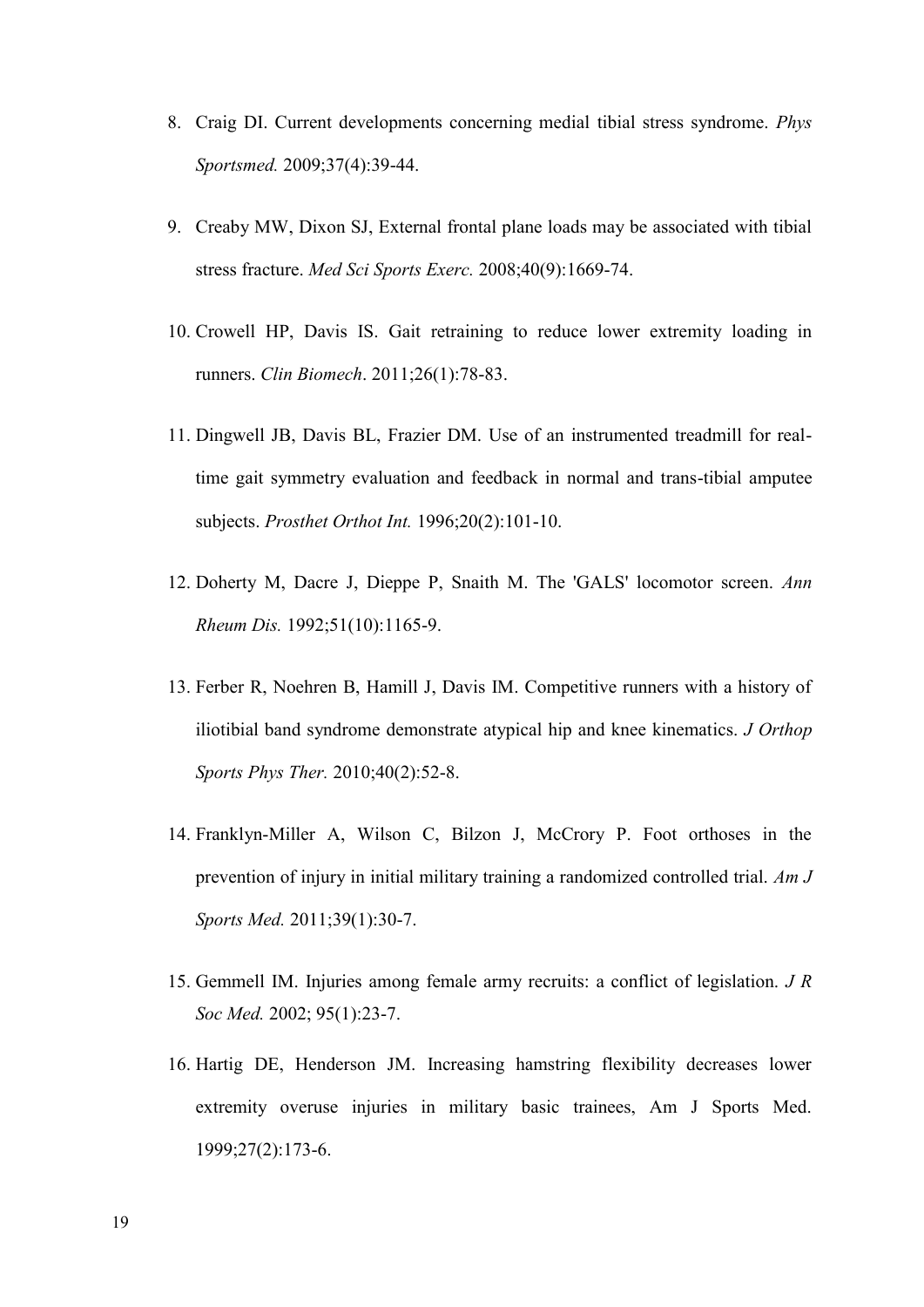8. Craig DI. Current developments concerning medial tibial stress syndrome. *Phys Sportsmed.* 2009;37(4):39-44.
9. Creaby MW, Dixon SJ, External frontal plane loads may be associated with tibial stress fracture. *Med Sci Sports Exerc.* 2008;40(9):1669-74.
10. Crowell HP, Davis IS. Gait retraining to reduce lower extremity loading in runners. *Clin Biomech*. 2011;26(1):78-83.
11. Dingwell JB, Davis BL, Frazier DM. Use of an instrumented treadmill for real-time gait symmetry evaluation and feedback in normal and trans-tibial amputee subjects. *Prosthet Orthot Int.* 1996;20(2):101-10.
12. Doherty M, Dacre J, Dieppe P, Snaith M. The 'GALS' locomotor screen. *Ann Rheum Dis.* 1992;51(10):1165-9.
13. Ferber R, Noehren B, Hamill J, Davis IM. Competitive runners with a history of iliotibial band syndrome demonstrate atypical hip and knee kinematics. *J Orthop Sports Phys Ther.* 2010;40(2):52-8.
14. Franklyn-Miller A, Wilson C, Bilzon J, McCrory P. Foot orthoses in the prevention of injury in initial military training a randomized controlled trial. *Am J Sports Med.* 2011;39(1):30-7.
15. Gemmell IM. Injuries among female army recruits: a conflict of legislation. *J R Soc Med.* 2002; 95(1):23-7.
16. Hartig DE, Henderson JM. Increasing hamstring flexibility decreases lower extremity overuse injuries in military basic trainees, Am J Sports Med. 1999;27(2):173-6.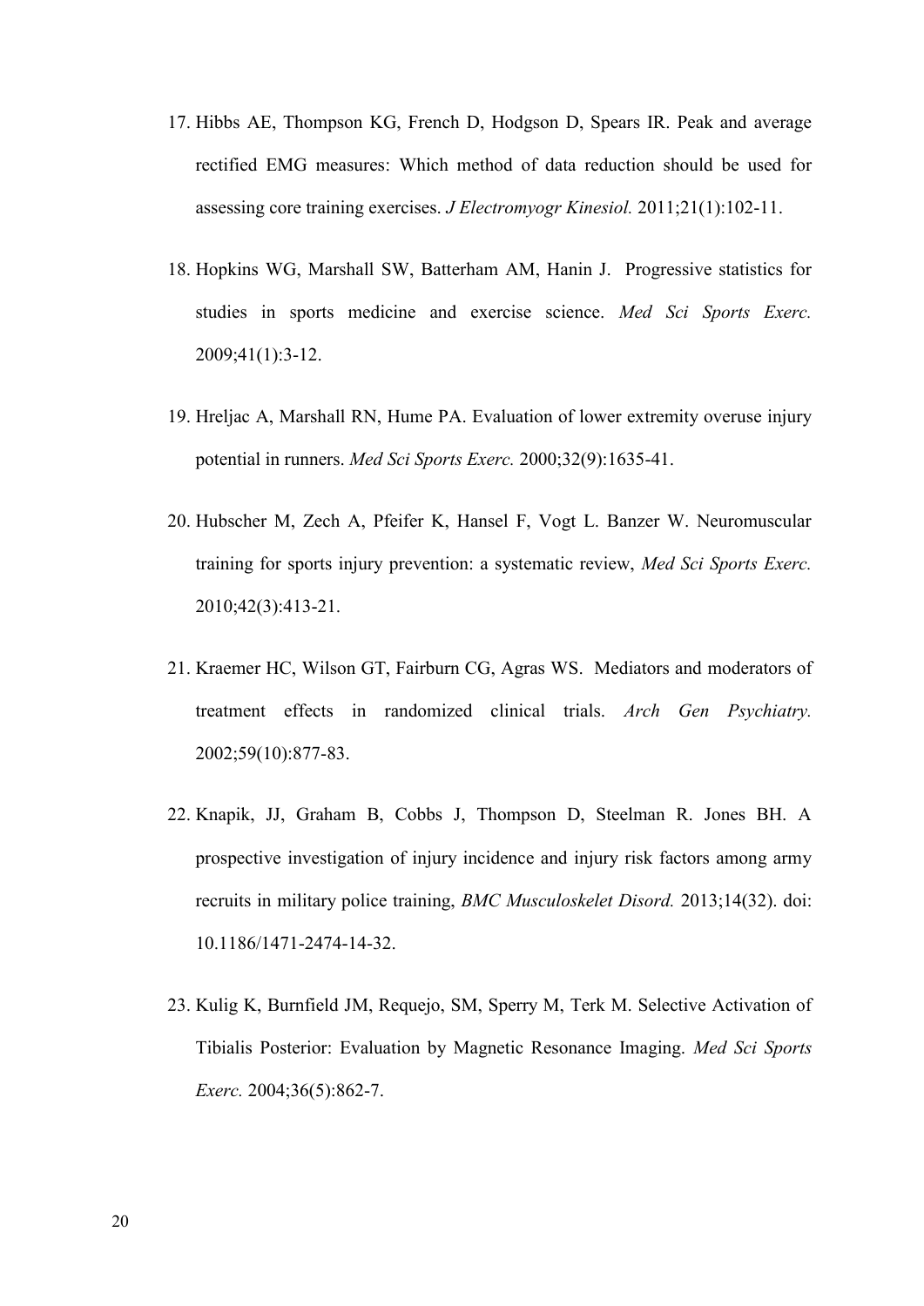17. Hibbs AE, Thompson KG, French D, Hodgson D, Spears IR. Peak and average rectified EMG measures: Which method of data reduction should be used for assessing core training exercises. *J Electromyogr Kinesiol.* 2011;21(1):102-11.

18. Hopkins WG, Marshall SW, Batterham AM, Hanin J. Progressive statistics for studies in sports medicine and exercise science. *Med Sci Sports Exerc.* 2009;41(1):3-12.

19. Hreljac A, Marshall RN, Hume PA. Evaluation of lower extremity overuse injury potential in runners. *Med Sci Sports Exerc.* 2000;32(9):1635-41.

20. Hubscher M, Zech A, Pfeifer K, Hansel F, Vogt L. Banzer W. Neuromuscular training for sports injury prevention: a systematic review, *Med Sci Sports Exerc.* 2010;42(3):413-21.

21. Kraemer HC, Wilson GT, Fairburn CG, Agras WS. Mediators and moderators of treatment effects in randomized clinical trials. *Arch Gen Psychiatry.* 2002;59(10):877-83.

22. Knapik, JJ, Graham B, Cobbs J, Thompson D, Steelman R. Jones BH. A prospective investigation of injury incidence and injury risk factors among army recruits in military police training, *BMC Musculoskelet Disord.* 2013;14(32). doi: 10.1186/1471-2474-14-32.

23. Kulig K, Burnfield JM, Requejo, SM, Sperry M, Terk M. Selective Activation of Tibialis Posterior: Evaluation by Magnetic Resonance Imaging. *Med Sci Sports Exerc.* 2004;36(5):862-7.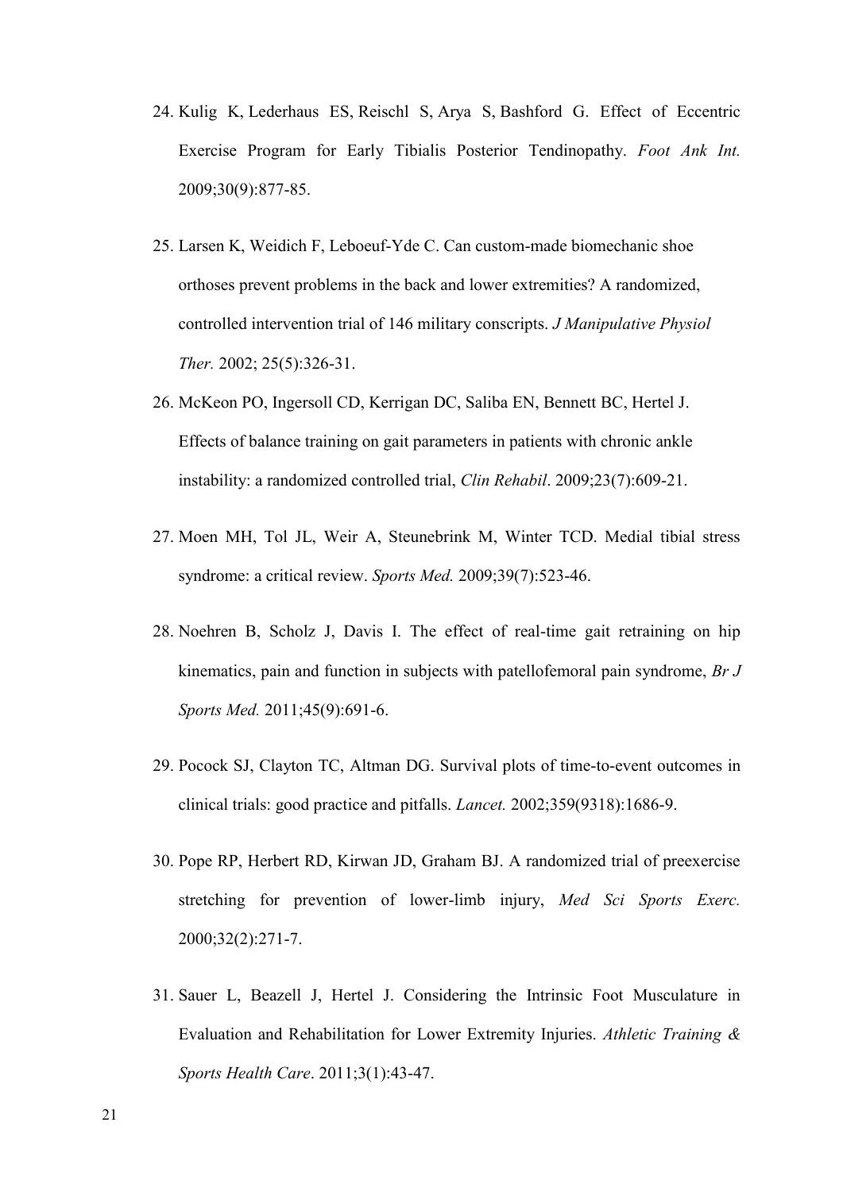24. Kulig K, Lederhaus ES, Reischl S, Arya S, Bashford G. Effect of Eccentric Exercise Program for Early Tibialis Posterior Tendinopathy. *Foot Ank Int.* 2009;30(9):877-85.

25. Larsen K, Weidich F, Leboeuf-Yde C. Can custom-made biomechanic shoe orthoses prevent problems in the back and lower extremities? A randomized, controlled intervention trial of 146 military conscripts. *J Manipulative Physiol Ther.* 2002; 25(5):326-31.

26. McKeon PO, Ingersoll CD, Kerrigan DC, Saliba EN, Bennett BC, Hertel J. Effects of balance training on gait parameters in patients with chronic ankle instability: a randomized controlled trial, *Clin Rehabil*. 2009;23(7):609-21.

27. Moen MH, Tol JL, Weir A, Steunebrink M, Winter TCD. Medial tibial stress syndrome: a critical review. *Sports Med.* 2009;39(7):523-46.

28. Noehren B, Scholz J, Davis I. The effect of real-time gait retraining on hip kinematics, pain and function in subjects with patellofemoral pain syndrome, *Br J Sports Med.* 2011;45(9):691-6.

29. Pocock SJ, Clayton TC, Altman DG. Survival plots of time-to-event outcomes in clinical trials: good practice and pitfalls. *Lancet.* 2002;359(9318):1686-9.

30. Pope RP, Herbert RD, Kirwan JD, Graham BJ. A randomized trial of preexercise stretching for prevention of lower-limb injury, *Med Sci Sports Exerc.* 2000;32(2):271-7.

31. Sauer L, Beazell J, Hertel J. Considering the Intrinsic Foot Musculature in Evaluation and Rehabilitation for Lower Extremity Injuries. *Athletic Training & Sports Health Care*. 2011;3(1):43-47.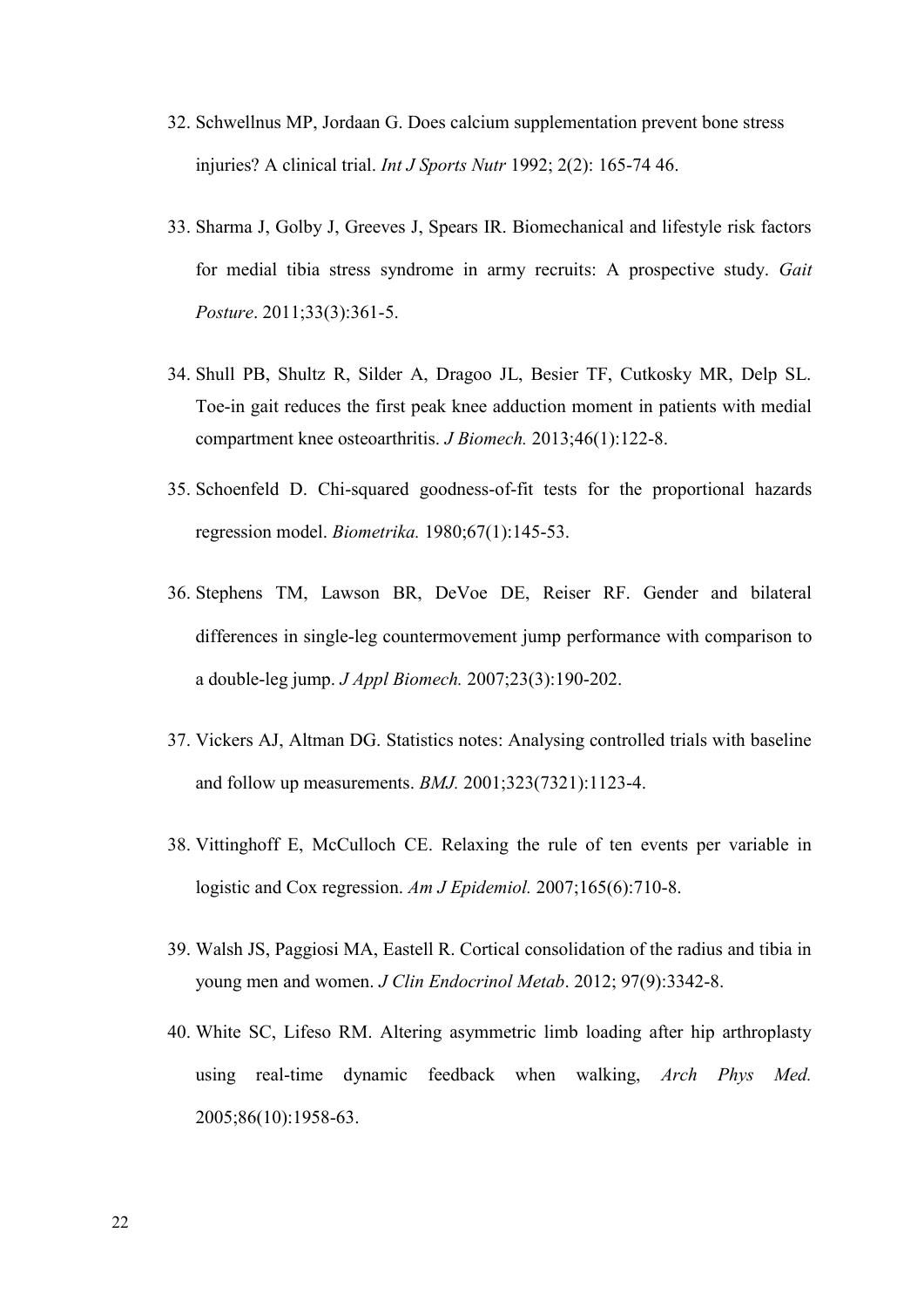32. Schwellnus MP, Jordaan G. Does calcium supplementation prevent bone stress injuries? A clinical trial. *Int J Sports Nutr* 1992; 2(2): 165-74 46.

33. Sharma J, Golby J, Greeves J, Spears IR. Biomechanical and lifestyle risk factors for medial tibia stress syndrome in army recruits: A prospective study. *Gait Posture*. 2011;33(3):361-5.

34. Shull PB, Shultz R, Silder A, Dragoo JL, Besier TF, Cutkosky MR, Delp SL. Toe-in gait reduces the first peak knee adduction moment in patients with medial compartment knee osteoarthritis. *J Biomech.* 2013;46(1):122-8.

35. Schoenfeld D. Chi-squared goodness-of-fit tests for the proportional hazards regression model. *Biometrika.* 1980;67(1):145-53.

36. Stephens TM, Lawson BR, DeVoe DE, Reiser RF. Gender and bilateral differences in single-leg countermovement jump performance with comparison to a double-leg jump. *J Appl Biomech.* 2007;23(3):190-202.

37. Vickers AJ, Altman DG. Statistics notes: Analysing controlled trials with baseline and follow up measurements. *BMJ.* 2001;323(7321):1123-4.

38. Vittinghoff E, McCulloch CE. Relaxing the rule of ten events per variable in logistic and Cox regression. *Am J Epidemiol.* 2007;165(6):710-8.

39. Walsh JS, Paggiosi MA, Eastell R. Cortical consolidation of the radius and tibia in young men and women. *J Clin Endocrinol Metab*. 2012; 97(9):3342-8.

40. White SC, Lifeso RM. Altering asymmetric limb loading after hip arthroplasty using real-time dynamic feedback when walking, *Arch Phys Med.* 2005;86(10):1958-63.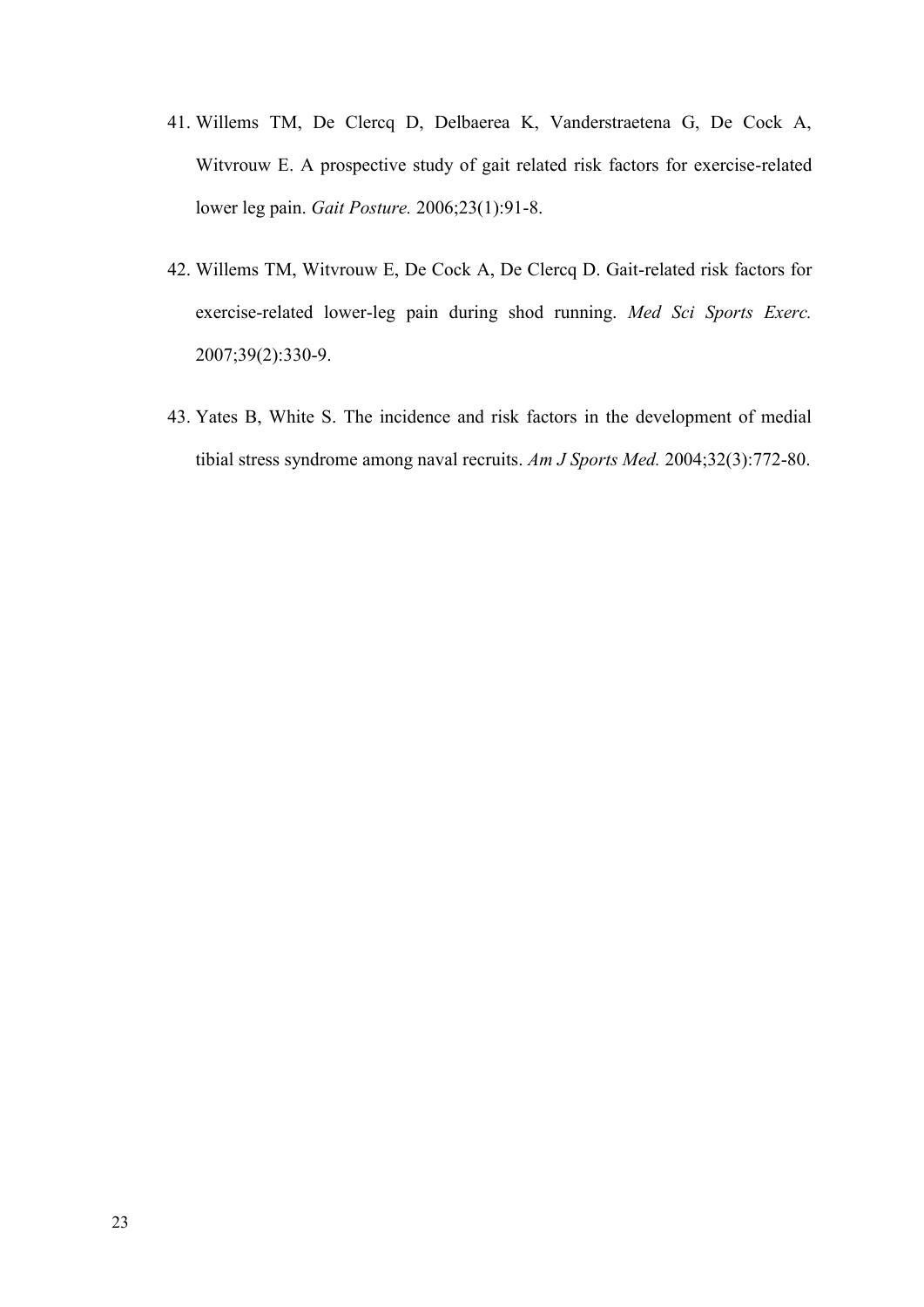41. Willems TM, De Clercq D, Delbaerea K, Vanderstraetena G, De Cock A, Witvrouw E. A prospective study of gait related risk factors for exercise-related lower leg pain. *Gait Posture.* 2006;23(1):91-8.

42. Willems TM, Witvrouw E, De Cock A, De Clercq D. Gait-related risk factors for exercise-related lower-leg pain during shod running. *Med Sci Sports Exerc.* 2007;39(2):330-9.

43. Yates B, White S. The incidence and risk factors in the development of medial tibial stress syndrome among naval recruits. *Am J Sports Med.* 2004;32(3):772-80.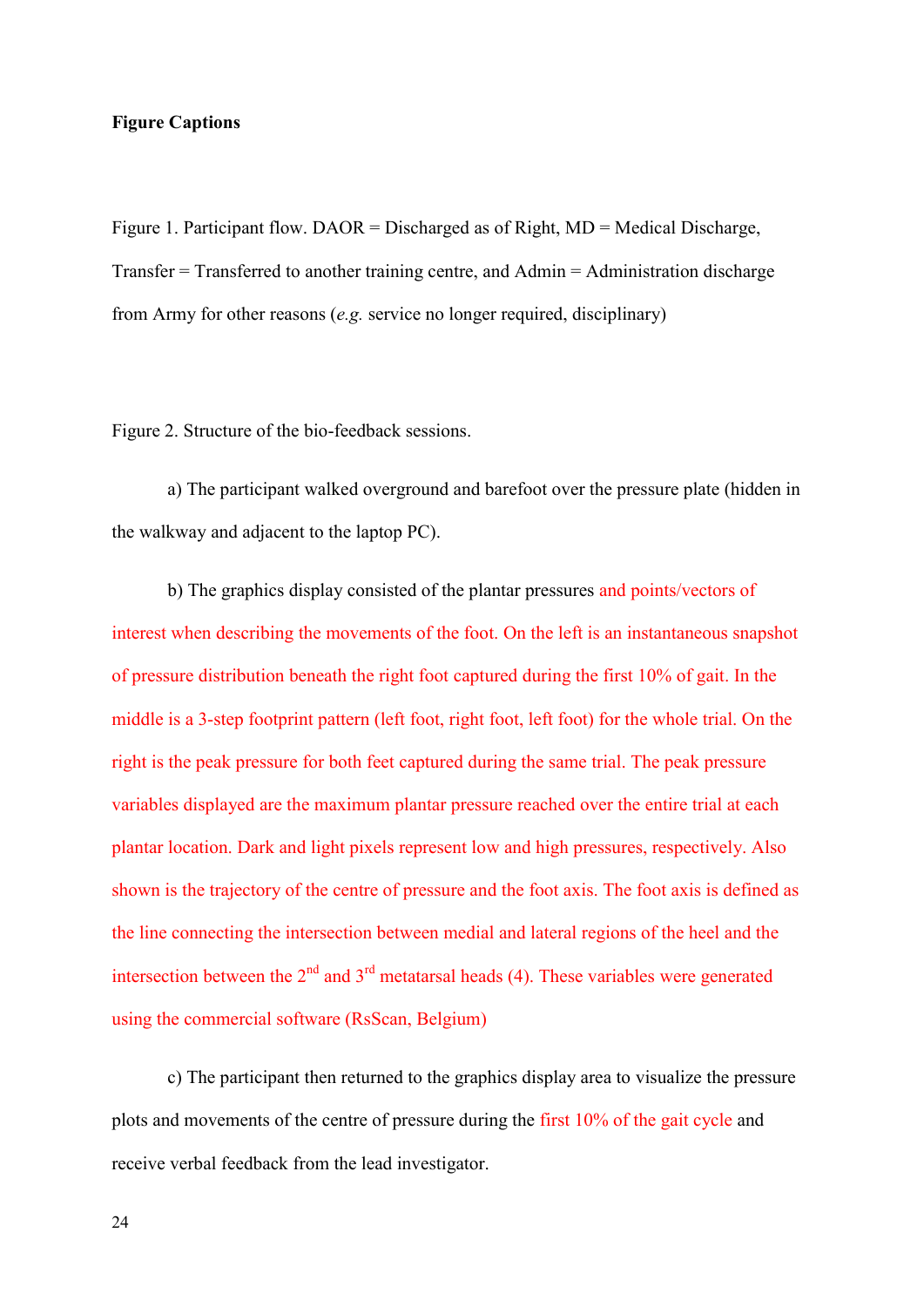**Figure Captions**

Figure 1. Participant flow. DAOR = Discharged as of Right, MD = Medical Discharge, Transfer = Transferred to another training centre, and Admin = Administration discharge from Army for other reasons (*e.g.* service no longer required, disciplinary)

Figure 2. Structure of the bio-feedback sessions.

a) The participant walked overground and barefoot over the pressure plate (hidden in the walkway and adjacent to the laptop PC).

b) The graphics display consisted of the plantar pressures and points/vectors of interest when describing the movements of the foot. On the left is an instantaneous snapshot of pressure distribution beneath the right foot captured during the first 10% of gait. In the middle is a 3-step footprint pattern (left foot, right foot, left foot) for the whole trial. On the right is the peak pressure for both feet captured during the same trial. The peak pressure variables displayed are the maximum plantar pressure reached over the entire trial at each plantar location. Dark and light pixels represent low and high pressures, respectively. Also shown is the trajectory of the centre of pressure and the foot axis. The foot axis is defined as the line connecting the intersection between medial and lateral regions of the heel and the intersection between the 2nd and 3rd metatarsal heads (4). These variables were generated using the commercial software (RsScan, Belgium)

c) The participant then returned to the graphics display area to visualize the pressure plots and movements of the centre of pressure during the first 10% of the gait cycle and receive verbal feedback from the lead investigator.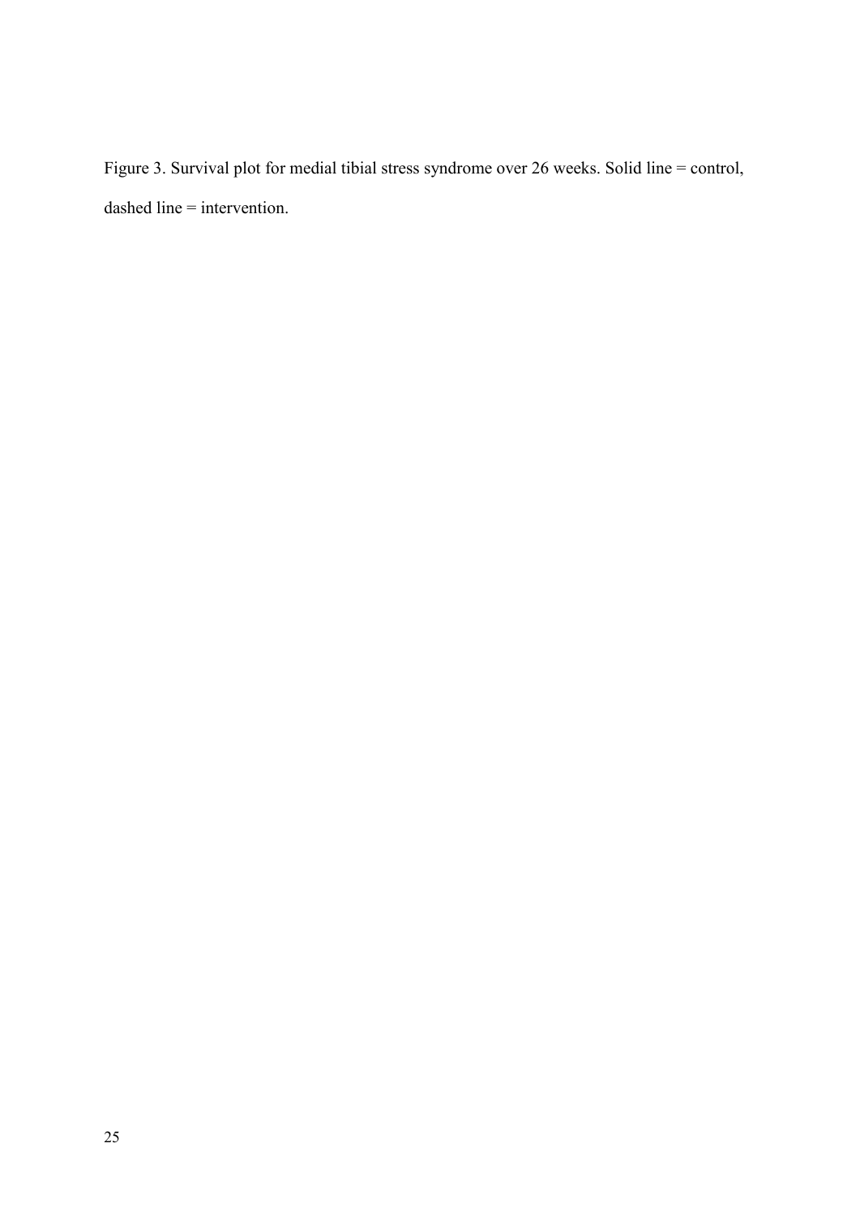Figure 3. Survival plot for medial tibial stress syndrome over 26 weeks. Solid line = control, dashed line = intervention.